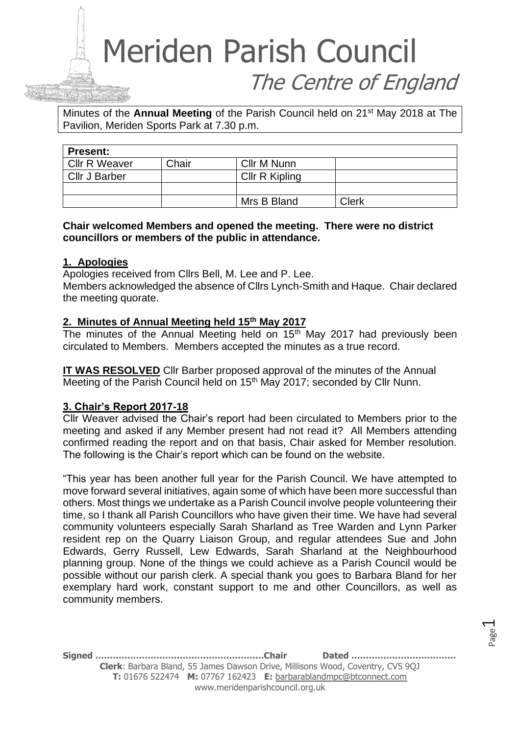# Meriden Parish Council

## The Centre of England

Minutes of the **Annual Meeting** of the Parish Council held on 21st May 2018 at The Pavilion, Meriden Sports Park at 7.30 p.m.

| **Present:** | | | |
|---|---|---|---|
| Cllr R Weaver | Chair | Cllr M Nunn | |
| Cllr J Barber | | Cllr R Kipling | |
| | | | |
| | | Mrs B Bland | Clerk |

**Chair welcomed Members and opened the meeting. There were no district councillors or members of the public in attendance.**

### 1. Apologies

Apologies received from Cllrs Bell, M. Lee and P. Lee.
Members acknowledged the absence of Cllrs Lynch-Smith and Haque. Chair declared the meeting quorate.

### 2. Minutes of Annual Meeting held 15th May 2017

The minutes of the Annual Meeting held on 15th May 2017 had previously been circulated to Members. Members accepted the minutes as a true record.

**IT WAS RESOLVED** Cllr Barber proposed approval of the minutes of the Annual Meeting of the Parish Council held on 15th May 2017; seconded by Cllr Nunn.

### 3. Chair's Report 2017-18

Cllr Weaver advised the Chair's report had been circulated to Members prior to the meeting and asked if any Member present had not read it? All Members attending confirmed reading the report and on that basis, Chair asked for Member resolution. The following is the Chair's report which can be found on the website.

"This year has been another full year for the Parish Council. We have attempted to move forward several initiatives, again some of which have been more successful than others. Most things we undertake as a Parish Council involve people volunteering their time, so I thank all Parish Councillors who have given their time. We have had several community volunteers especially Sarah Sharland as Tree Warden and Lynn Parker resident rep on the Quarry Liaison Group, and regular attendees Sue and John Edwards, Gerry Russell, Lew Edwards, Sarah Sharland at the Neighbourhood planning group. None of the things we could achieve as a Parish Council would be possible without our parish clerk. A special thank you goes to Barbara Bland for her exemplary hard work, constant support to me and other Councillors, as well as community members.

**Signed ……………………………………………………Chair Dated ………………………………**

**Clerk**: Barbara Bland, 55 James Dawson Drive, Millisons Wood, Coventry, CV5 9QJ
**T:** 01676 522474 **M:** 07767 162423 **E:** barbarablandmpc@btconnect.com
www.meridenparishcouncil.org.uk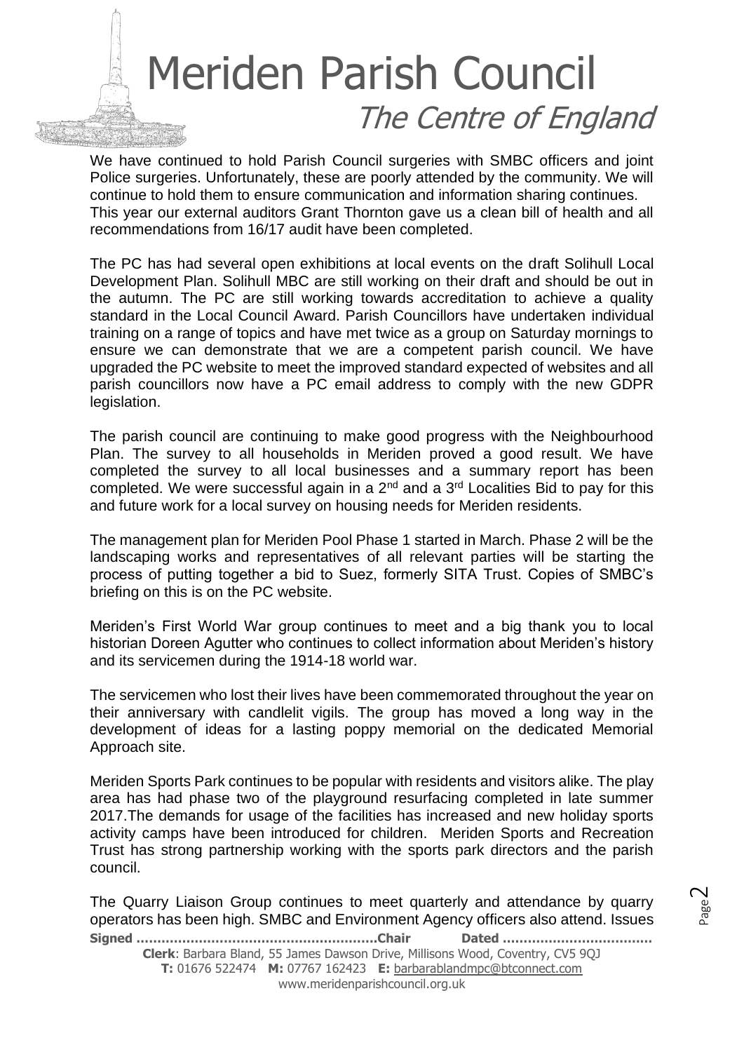We have continued to hold Parish Council surgeries with SMBC officers and joint Police surgeries. Unfortunately, these are poorly attended by the community. We will continue to hold them to ensure communication and information sharing continues. This year our external auditors Grant Thornton gave us a clean bill of health and all recommendations from 16/17 audit have been completed.

The PC has had several open exhibitions at local events on the draft Solihull Local Development Plan. Solihull MBC are still working on their draft and should be out in the autumn. The PC are still working towards accreditation to achieve a quality standard in the Local Council Award. Parish Councillors have undertaken individual training on a range of topics and have met twice as a group on Saturday mornings to ensure we can demonstrate that we are a competent parish council. We have upgraded the PC website to meet the improved standard expected of websites and all parish councillors now have a PC email address to comply with the new GDPR legislation.

The parish council are continuing to make good progress with the Neighbourhood Plan. The survey to all households in Meriden proved a good result. We have completed the survey to all local businesses and a summary report has been completed. We were successful again in a 2nd and a 3rd Localities Bid to pay for this and future work for a local survey on housing needs for Meriden residents.

The management plan for Meriden Pool Phase 1 started in March. Phase 2 will be the landscaping works and representatives of all relevant parties will be starting the process of putting together a bid to Suez, formerly SITA Trust. Copies of SMBC's briefing on this is on the PC website.

Meriden's First World War group continues to meet and a big thank you to local historian Doreen Agutter who continues to collect information about Meriden's history and its servicemen during the 1914-18 world war.

The servicemen who lost their lives have been commemorated throughout the year on their anniversary with candlelit vigils. The group has moved a long way in the development of ideas for a lasting poppy memorial on the dedicated Memorial Approach site.

Meriden Sports Park continues to be popular with residents and visitors alike. The play area has had phase two of the playground resurfacing completed in late summer 2017.The demands for usage of the facilities has increased and new holiday sports activity camps have been introduced for children. Meriden Sports and Recreation Trust has strong partnership working with the sports park directors and the parish council.

The Quarry Liaison Group continues to meet quarterly and attendance by quarry operators has been high. SMBC and Environment Agency officers also attend. Issues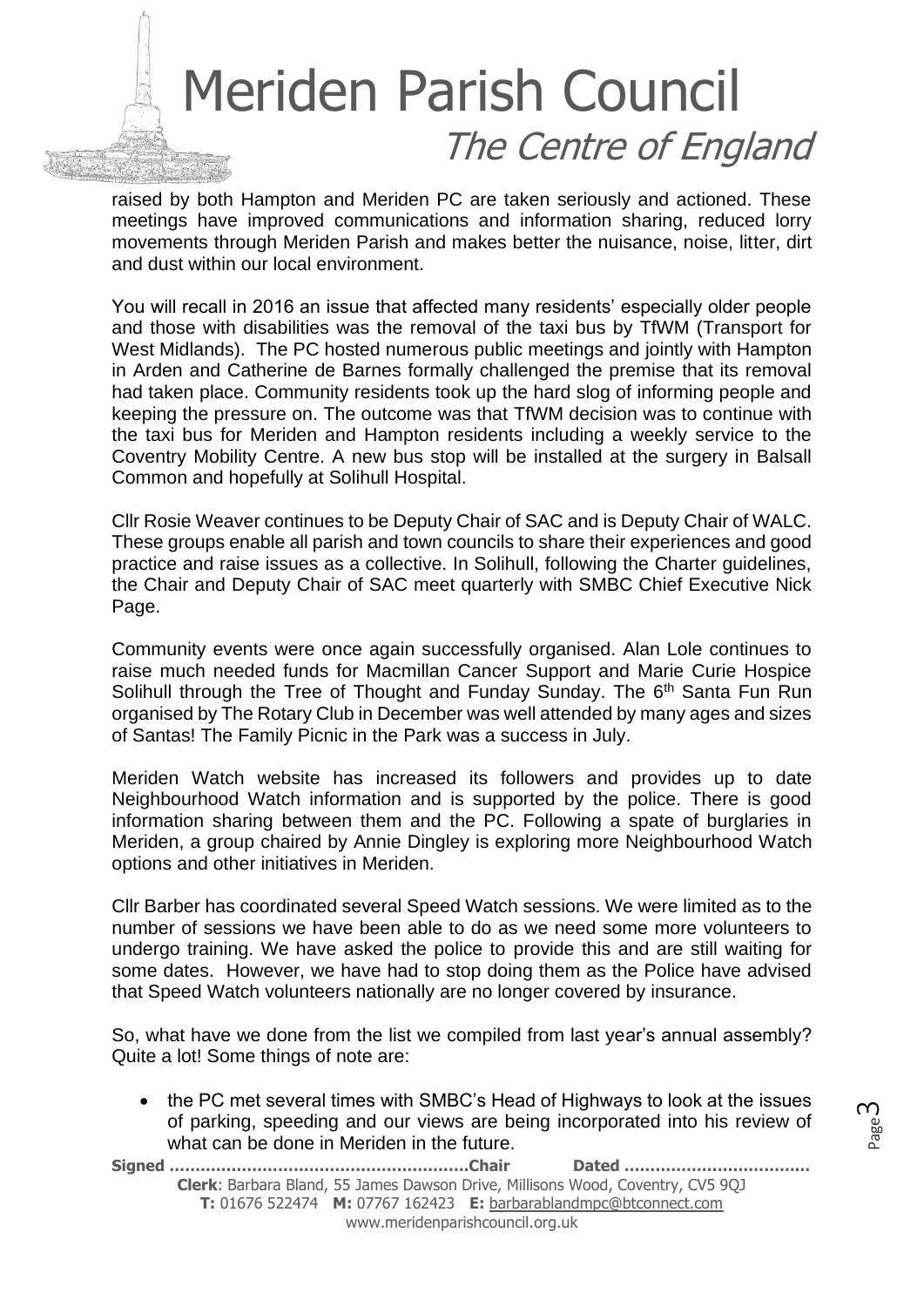raised by both Hampton and Meriden PC are taken seriously and actioned. These meetings have improved communications and information sharing, reduced lorry movements through Meriden Parish and makes better the nuisance, noise, litter, dirt and dust within our local environment.

You will recall in 2016 an issue that affected many residents' especially older people and those with disabilities was the removal of the taxi bus by TfWM (Transport for West Midlands). The PC hosted numerous public meetings and jointly with Hampton in Arden and Catherine de Barnes formally challenged the premise that its removal had taken place. Community residents took up the hard slog of informing people and keeping the pressure on. The outcome was that TfWM decision was to continue with the taxi bus for Meriden and Hampton residents including a weekly service to the Coventry Mobility Centre. A new bus stop will be installed at the surgery in Balsall Common and hopefully at Solihull Hospital.

Cllr Rosie Weaver continues to be Deputy Chair of SAC and is Deputy Chair of WALC. These groups enable all parish and town councils to share their experiences and good practice and raise issues as a collective. In Solihull, following the Charter guidelines, the Chair and Deputy Chair of SAC meet quarterly with SMBC Chief Executive Nick Page.

Community events were once again successfully organised. Alan Lole continues to raise much needed funds for Macmillan Cancer Support and Marie Curie Hospice Solihull through the Tree of Thought and Funday Sunday. The 6th Santa Fun Run organised by The Rotary Club in December was well attended by many ages and sizes of Santas! The Family Picnic in the Park was a success in July.

Meriden Watch website has increased its followers and provides up to date Neighbourhood Watch information and is supported by the police. There is good information sharing between them and the PC. Following a spate of burglaries in Meriden, a group chaired by Annie Dingley is exploring more Neighbourhood Watch options and other initiatives in Meriden.

Cllr Barber has coordinated several Speed Watch sessions. We were limited as to the number of sessions we have been able to do as we need some more volunteers to undergo training. We have asked the police to provide this and are still waiting for some dates. However, we have had to stop doing them as the Police have advised that Speed Watch volunteers nationally are no longer covered by insurance.

So, what have we done from the list we compiled from last year's annual assembly? Quite a lot! Some things of note are:

- the PC met several times with SMBC's Head of Highways to look at the issues of parking, speeding and our views are being incorporated into his review of what can be done in Meriden in the future.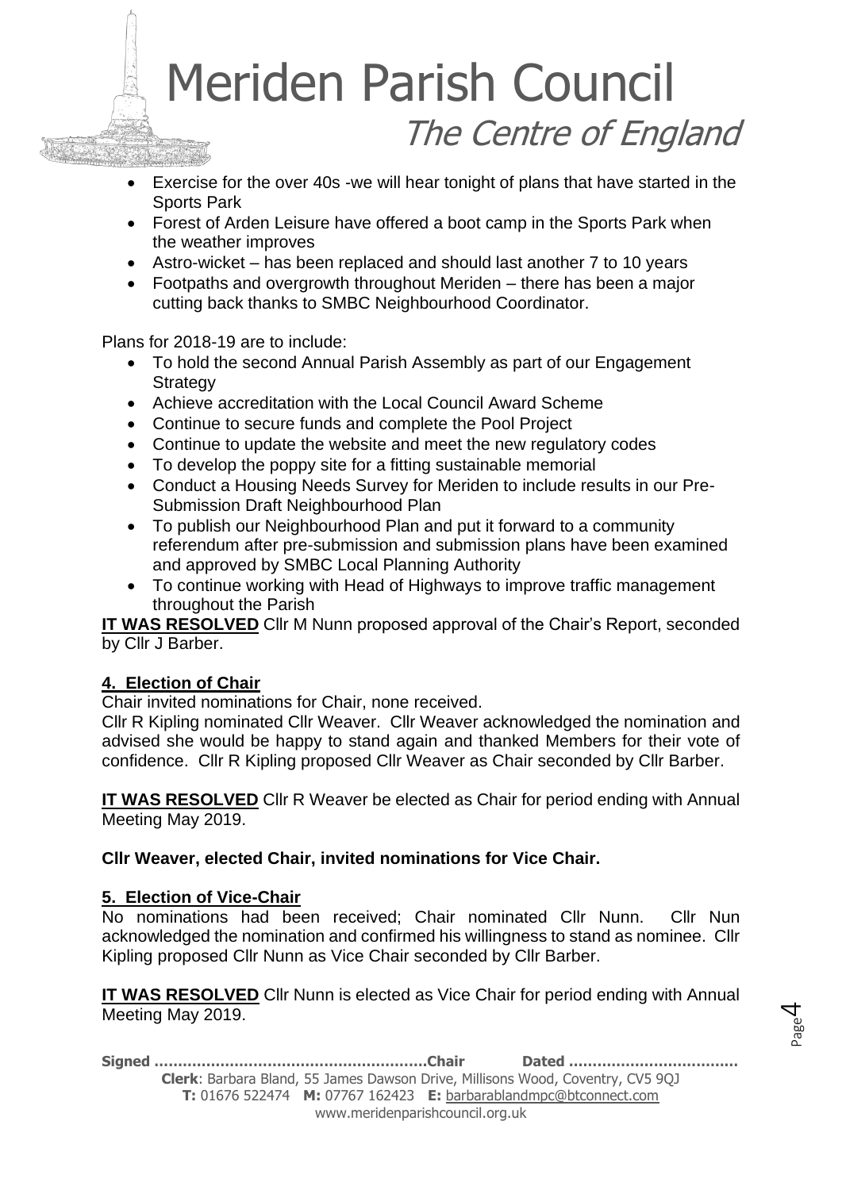- Exercise for the over 40s -we will hear tonight of plans that have started in the Sports Park
- Forest of Arden Leisure have offered a boot camp in the Sports Park when the weather improves
- Astro-wicket – has been replaced and should last another 7 to 10 years
- Footpaths and overgrowth throughout Meriden – there has been a major cutting back thanks to SMBC Neighbourhood Coordinator.

Plans for 2018-19 are to include:

- To hold the second Annual Parish Assembly as part of our Engagement Strategy
- Achieve accreditation with the Local Council Award Scheme
- Continue to secure funds and complete the Pool Project
- Continue to update the website and meet the new regulatory codes
- To develop the poppy site for a fitting sustainable memorial
- Conduct a Housing Needs Survey for Meriden to include results in our Pre-Submission Draft Neighbourhood Plan
- To publish our Neighbourhood Plan and put it forward to a community referendum after pre-submission and submission plans have been examined and approved by SMBC Local Planning Authority
- To continue working with Head of Highways to improve traffic management throughout the Parish

**IT WAS RESOLVED** Cllr M Nunn proposed approval of the Chair's Report, seconded by Cllr J Barber.

## 4. Election of Chair

Chair invited nominations for Chair, none received.
Cllr R Kipling nominated Cllr Weaver. Cllr Weaver acknowledged the nomination and advised she would be happy to stand again and thanked Members for their vote of confidence. Cllr R Kipling proposed Cllr Weaver as Chair seconded by Cllr Barber.

**IT WAS RESOLVED** Cllr R Weaver be elected as Chair for period ending with Annual Meeting May 2019.

**Cllr Weaver, elected Chair, invited nominations for Vice Chair.**

## 5. Election of Vice-Chair

No nominations had been received; Chair nominated Cllr Nunn. Cllr Nun acknowledged the nomination and confirmed his willingness to stand as nominee. Cllr Kipling proposed Cllr Nunn as Vice Chair seconded by Cllr Barber.

**IT WAS RESOLVED** Cllr Nunn is elected as Vice Chair for period ending with Annual Meeting May 2019.

**Signed ………………………………………………….Chair Dated ………………………………**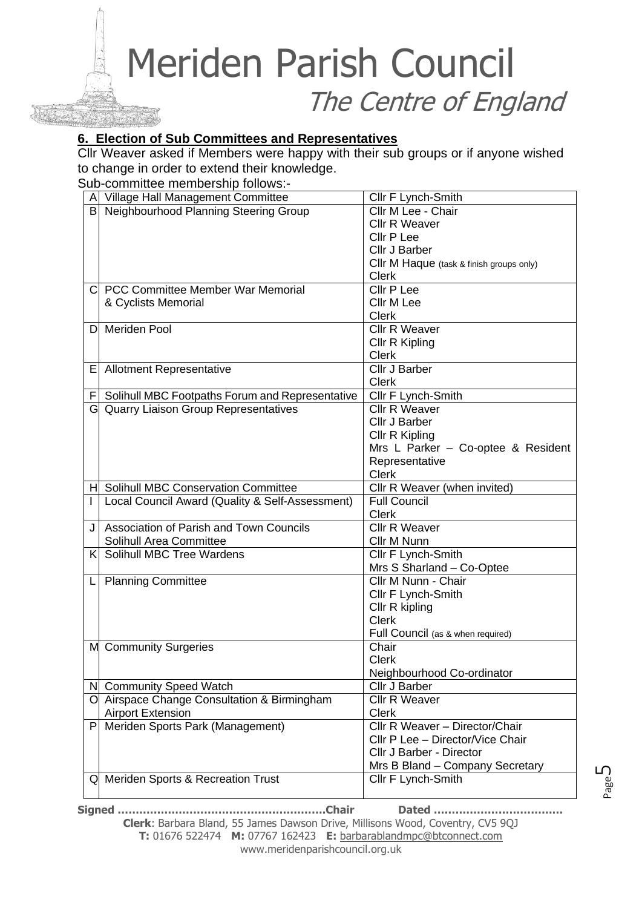# Meriden Parish Council

*The Centre of England*

**6. Election of Sub Committees and Representatives**

Cllr Weaver asked if Members were happy with their sub groups or if anyone wished to change in order to extend their knowledge.

Sub-committee membership follows:-

| | | |
|---|---|---|
| A | Village Hall Management Committee | Cllr F Lynch-Smith |
| B | Neighbourhood Planning Steering Group | Cllr M Lee - Chair<br>Cllr R Weaver<br>Cllr P Lee<br>Cllr J Barber<br>Cllr M Haque (task & finish groups only)<br>Clerk |
| C | PCC Committee Member War Memorial & Cyclists Memorial | Cllr P Lee<br>Cllr M Lee<br>Clerk |
| D | Meriden Pool | Cllr R Weaver<br>Cllr R Kipling<br>Clerk |
| E | Allotment Representative | Cllr J Barber<br>Clerk |
| F | Solihull MBC Footpaths Forum and Representative | Cllr F Lynch-Smith |
| G | Quarry Liaison Group Representatives | Cllr R Weaver<br>Cllr J Barber<br>Cllr R Kipling<br>Mrs L Parker – Co-optee & Resident Representative<br>Clerk |
| H | Solihull MBC Conservation Committee | Cllr R Weaver (when invited) |
| I | Local Council Award (Quality & Self-Assessment) | Full Council<br>Clerk |
| J | Association of Parish and Town Councils Solihull Area Committee | Cllr R Weaver<br>Cllr M Nunn |
| K | Solihull MBC Tree Wardens | Cllr F Lynch-Smith<br>Mrs S Sharland – Co-Optee |
| L | Planning Committee | Cllr M Nunn - Chair<br>Cllr F Lynch-Smith<br>Cllr R kipling<br>Clerk<br>Full Council (as & when required) |
| M | Community Surgeries | Chair<br>Clerk<br>Neighbourhood Co-ordinator |
| N | Community Speed Watch | Cllr J Barber |
| O | Airspace Change Consultation & Birmingham Airport Extension | Cllr R Weaver<br>Clerk |
| P | Meriden Sports Park (Management) | Cllr R Weaver – Director/Chair<br>Cllr P Lee – Director/Vice Chair<br>Cllr J Barber - Director<br>Mrs B Bland – Company Secretary |
| Q | Meriden Sports & Recreation Trust | Cllr F Lynch-Smith |

**Signed ………………………………………………….Chair Dated ………………………………**

**Clerk**: Barbara Bland, 55 James Dawson Drive, Millisons Wood, Coventry, CV5 9QJ
**T:** 01676 522474 **M:** 07767 162423 **E:** barbarablandmpc@btconnect.com
www.meridenparishcouncil.org.uk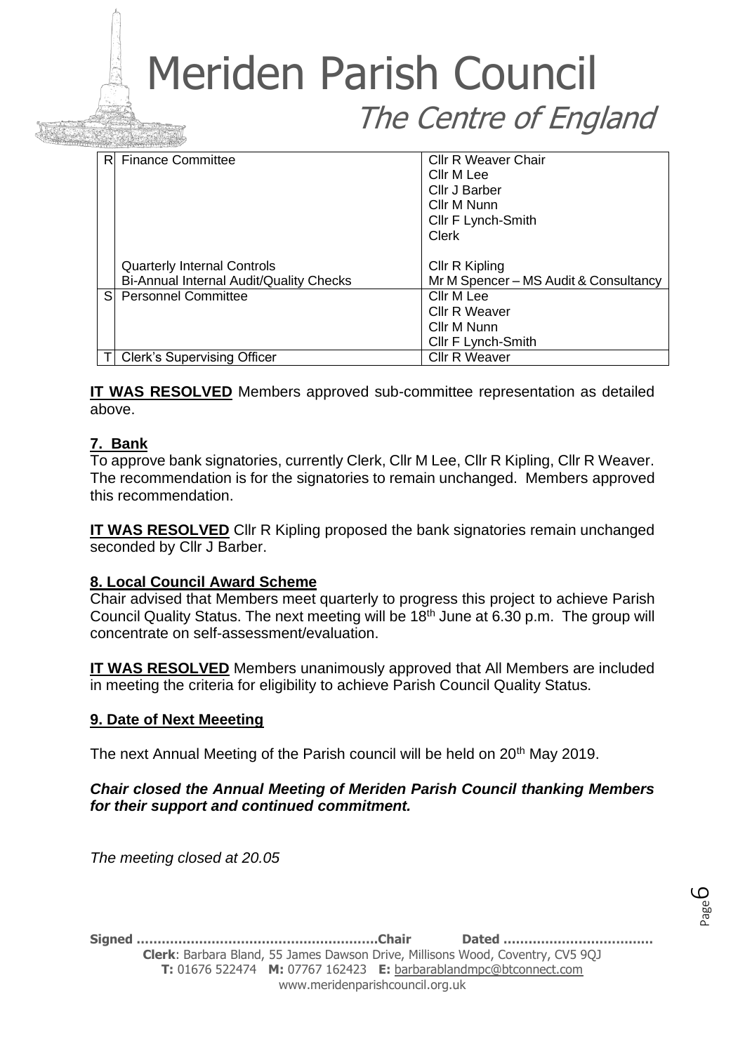| | | |
|---|---|---|
| R | Finance Committee | Cllr R Weaver Chair<br>Cllr M Lee<br>Cllr J Barber<br>Cllr M Nunn<br>Cllr F Lynch-Smith<br>Clerk |
| | Quarterly Internal Controls<br>Bi-Annual Internal Audit/Quality Checks | Cllr R Kipling<br>Mr M Spencer – MS Audit & Consultancy |
| S | Personnel Committee | Cllr M Lee<br>Cllr R Weaver<br>Cllr M Nunn<br>Cllr F Lynch-Smith |
| T | Clerk's Supervising Officer | Cllr R Weaver |

**IT WAS RESOLVED** Members approved sub-committee representation as detailed above.

## 7. Bank

To approve bank signatories, currently Clerk, Cllr M Lee, Cllr R Kipling, Cllr R Weaver. The recommendation is for the signatories to remain unchanged. Members approved this recommendation.

**IT WAS RESOLVED** Cllr R Kipling proposed the bank signatories remain unchanged seconded by Cllr J Barber.

## 8. Local Council Award Scheme

Chair advised that Members meet quarterly to progress this project to achieve Parish Council Quality Status. The next meeting will be 18th June at 6.30 p.m. The group will concentrate on self-assessment/evaluation.

**IT WAS RESOLVED** Members unanimously approved that All Members are included in meeting the criteria for eligibility to achieve Parish Council Quality Status.

## 9. Date of Next Meeeting

The next Annual Meeting of the Parish council will be held on 20th May 2019.

***Chair closed the Annual Meeting of Meriden Parish Council thanking Members for their support and continued commitment.***

*The meeting closed at 20.05*

**Signed ………………………………………………….Chair Dated ………………………………**